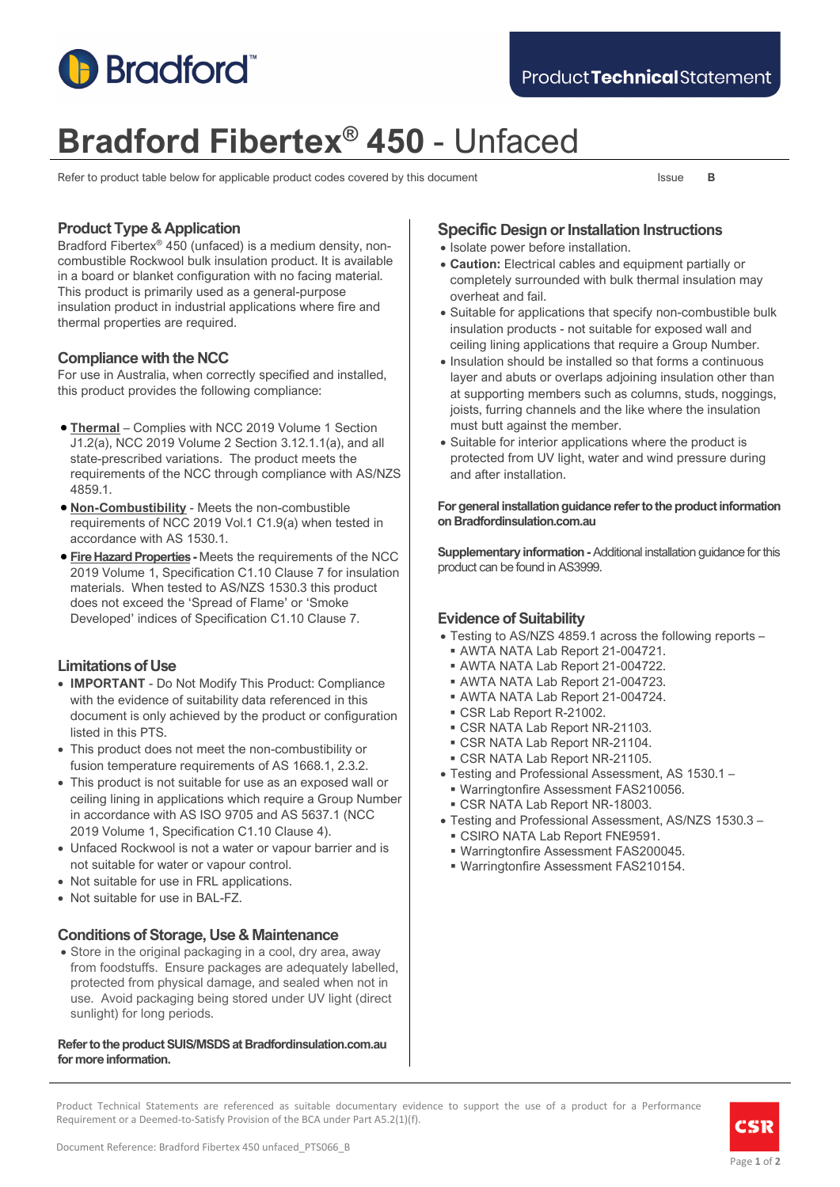Bradford™

Product**Technical**Statement

# Bradford Fibertex® 450 - Unfaced

Refer to product table below for applicable product codes covered by this document

Issue **B**

## Product Type & Application

Bradford Fibertex® 450 (unfaced) is a medium density, non-combustible Rockwool bulk insulation product. It is available in a board or blanket configuration with no facing material. This product is primarily used as a general-purpose insulation product in industrial applications where fire and thermal properties are required.

## Compliance with the NCC

For use in Australia, when correctly specified and installed, this product provides the following compliance:

- **Thermal** – Complies with NCC 2019 Volume 1 Section J1.2(a), NCC 2019 Volume 2 Section 3.12.1.1(a), and all state-prescribed variations. The product meets the requirements of the NCC through compliance with AS/NZS 4859.1.
- **Non-Combustibility** - Meets the non-combustible requirements of NCC 2019 Vol.1 C1.9(a) when tested in accordance with AS 1530.1.
- **Fire Hazard Properties** - Meets the requirements of the NCC 2019 Volume 1, Specification C1.10 Clause 7 for insulation materials. When tested to AS/NZS 1530.3 this product does not exceed the 'Spread of Flame' or 'Smoke Developed' indices of Specification C1.10 Clause 7.

## Limitations of Use

- **IMPORTANT** - Do Not Modify This Product: Compliance with the evidence of suitability data referenced in this document is only achieved by the product or configuration listed in this PTS.
- This product does not meet the non-combustibility or fusion temperature requirements of AS 1668.1, 2.3.2.
- This product is not suitable for use as an exposed wall or ceiling lining in applications which require a Group Number in accordance with AS ISO 9705 and AS 5637.1 (NCC 2019 Volume 1, Specification C1.10 Clause 4).
- Unfaced Rockwool is not a water or vapour barrier and is not suitable for water or vapour control.
- Not suitable for use in FRL applications.
- Not suitable for use in BAL-FZ.

## Conditions of Storage, Use & Maintenance

- Store in the original packaging in a cool, dry area, away from foodstuffs. Ensure packages are adequately labelled, protected from physical damage, and sealed when not in use. Avoid packaging being stored under UV light (direct sunlight) for long periods.

**Refer to the product SUIS/MSDS at Bradfordinsulation.com.au for more information.**

## Specific Design or Installation Instructions

- Isolate power before installation.
- **Caution:** Electrical cables and equipment partially or completely surrounded with bulk thermal insulation may overheat and fail.
- Suitable for applications that specify non-combustible bulk insulation products - not suitable for exposed wall and ceiling lining applications that require a Group Number.
- Insulation should be installed so that forms a continuous layer and abuts or overlaps adjoining insulation other than at supporting members such as columns, studs, noggings, joists, furring channels and the like where the insulation must butt against the member.
- Suitable for interior applications where the product is protected from UV light, water and wind pressure during and after installation.

**For general installation guidance refer to the product information on Bradfordinsulation.com.au**

**Supplementary information -** Additional installation guidance for this product can be found in AS3999.

## Evidence of Suitability

- Testing to AS/NZS 4859.1 across the following reports –
  - AWTA NATA Lab Report 21-004721.
  - AWTA NATA Lab Report 21-004722.
  - AWTA NATA Lab Report 21-004723.
  - AWTA NATA Lab Report 21-004724.
  - CSR Lab Report R-21002.
  - CSR NATA Lab Report NR-21103.
  - CSR NATA Lab Report NR-21104.
  - CSR NATA Lab Report NR-21105.
- Testing and Professional Assessment, AS 1530.1 –
  - Warringtonfire Assessment FAS210056.
  - CSR NATA Lab Report NR-18003.
- Testing and Professional Assessment, AS/NZS 1530.3 –
  - CSIRO NATA Lab Report FNE9591.
  - Warringtonfire Assessment FAS200045.
  - Warringtonfire Assessment FAS210154.

Product Technical Statements are referenced as suitable documentary evidence to support the use of a product for a Performance Requirement or a Deemed-to-Satisfy Provision of the BCA under Part A5.2(1)(f).

Document Reference: Bradford Fibertex 450 unfaced_PTS066_B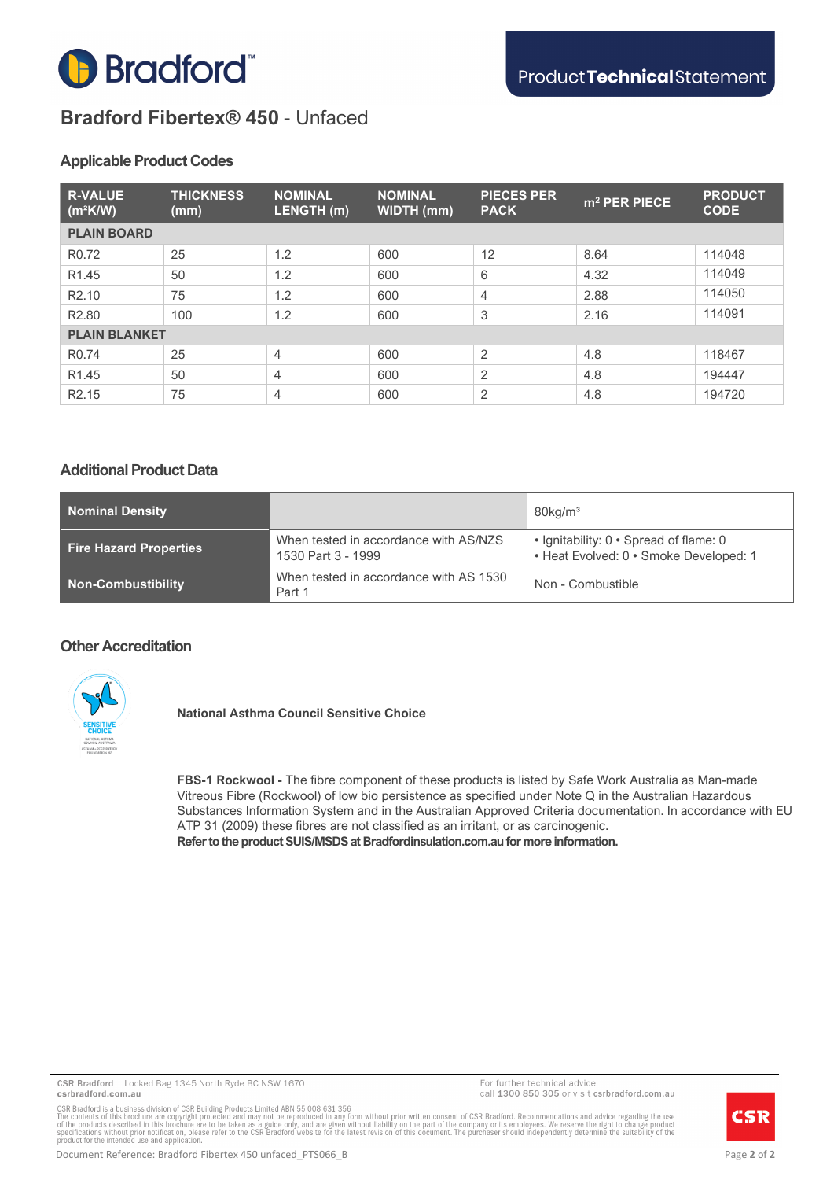# Bradford Fibertex® 450 - Unfaced

## Applicable Product Codes

| R-VALUE ($m^2K/W$) | THICKNESS (mm) | NOMINAL LENGTH (m) | NOMINAL WIDTH (mm) | PIECES PER PACK | $m^2$ PER PIECE | PRODUCT CODE |
|---|---|---|---|---|---|---|
| **PLAIN BOARD** | | | | | | |
| R0.72 | 25 | 1.2 | 600 | 12 | 8.64 | 114048 |
| R1.45 | 50 | 1.2 | 600 | 6 | 4.32 | 114049 |
| R2.10 | 75 | 1.2 | 600 | 4 | 2.88 | 114050 |
| R2.80 | 100 | 1.2 | 600 | 3 | 2.16 | 114091 |
| **PLAIN BLANKET** | | | | | | |
| R0.74 | 25 | 4 | 600 | 2 | 4.8 | 118467 |
| R1.45 | 50 | 4 | 600 | 2 | 4.8 | 194447 |
| R2.15 | 75 | 4 | 600 | 2 | 4.8 | 194720 |

## Additional Product Data

| | | |
|---|---|---|
| **Nominal Density** | | $80kg/m^3$ |
| **Fire Hazard Properties** | When tested in accordance with AS/NZS 1530 Part 3 - 1999 | • Ignitability: 0 • Spread of flame: 0<br>• Heat Evolved: 0 • Smoke Developed: 1 |
| **Non-Combustibility** | When tested in accordance with AS 1530 Part 1 | Non - Combustible |

## Other Accreditation

**National Asthma Council Sensitive Choice**

**FBS-1 Rockwool -** The fibre component of these products is listed by Safe Work Australia as Man-made Vitreous Fibre (Rockwool) of low bio persistence as specified under Note Q in the Australian Hazardous Substances Information System and in the Australian Approved Criteria documentation. In accordance with EU ATP 31 (2009) these fibres are not classified as an irritant, or as carcinogenic.
**Refer to the product SUIS/MSDS at Bradfordinsulation.com.au for more information.**

CSR Bradford Locked Bag 1345 North Ryde BC NSW 1670
csrbradford.com.au

For further technical advice
call **1300 850 305** or visit **csrbradford.com.au**

CSR Bradford is a business division of CSR Building Products Limited ABN 55 008 631 356
The contents of this brochure are copyright protected and may not be reproduced in any form without prior written consent of CSR Bradford. Recommendations and advice regarding the use of the products described in this brochure are to be taken as a guide only, and are given without liability on the part of the company or its employees. We reserve the right to change product specifications without prior notification, please refer to the CSR Bradford website for the latest revision of this document. The purchaser should independently determine the suitability of the product for the intended use and application.

Document Reference: Bradford Fibertex 450 unfaced_PTS066_B